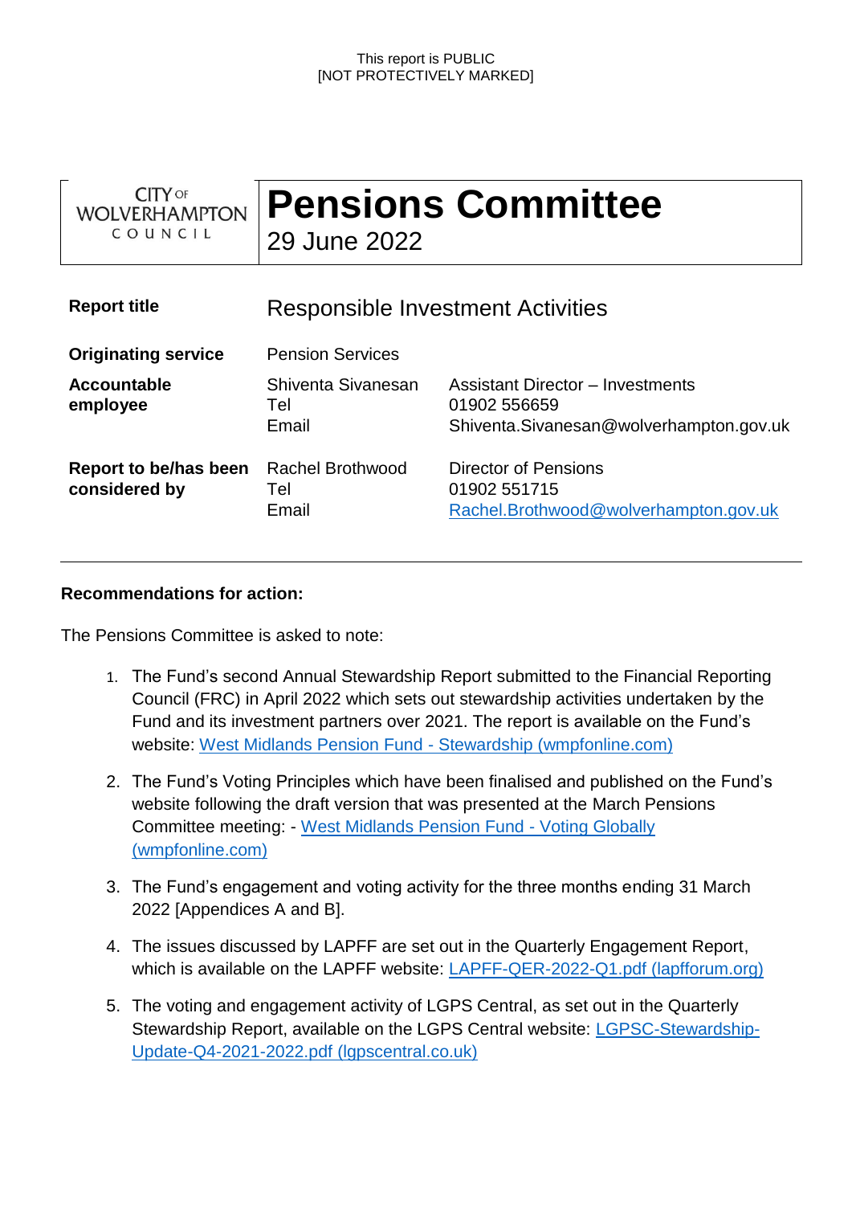This report is PUBLIC
[NOT PROTECTIVELY MARKED]

| CITY OF WOLVERHAMPTON COUNCIL | **Pensions Committee** 29 June 2022 |
|---|---|

| | | |
|---|---|---|
| **Report title** | Responsible Investment Activities | |
| **Originating service** | Pension Services | |
| **Accountable employee** | Shiventa Sivanesan<br>Tel<br>Email | Assistant Director – Investments<br>01902 556659<br>Shiventa.Sivanesan@wolverhampton.gov.uk |
| **Report to be/has been considered by** | Rachel Brothwood<br>Tel<br>Email | Director of Pensions<br>01902 551715<br>Rachel.Brothwood@wolverhampton.gov.uk |

**Recommendations for action:**

The Pensions Committee is asked to note:

1. The Fund's second Annual Stewardship Report submitted to the Financial Reporting Council (FRC) in April 2022 which sets out stewardship activities undertaken by the Fund and its investment partners over 2021. The report is available on the Fund's website: West Midlands Pension Fund - Stewardship (wmpfonline.com)

2. The Fund's Voting Principles which have been finalised and published on the Fund's website following the draft version that was presented at the March Pensions Committee meeting: - West Midlands Pension Fund - Voting Globally (wmpfonline.com)

3. The Fund's engagement and voting activity for the three months ending 31 March 2022 [Appendices A and B].

4. The issues discussed by LAPFF are set out in the Quarterly Engagement Report, which is available on the LAPFF website: LAPFF-QER-2022-Q1.pdf (lapfforum.org)

5. The voting and engagement activity of LGPS Central, as set out in the Quarterly Stewardship Report, available on the LGPS Central website: LGPSC-Stewardship-Update-Q4-2021-2022.pdf (lgpscentral.co.uk)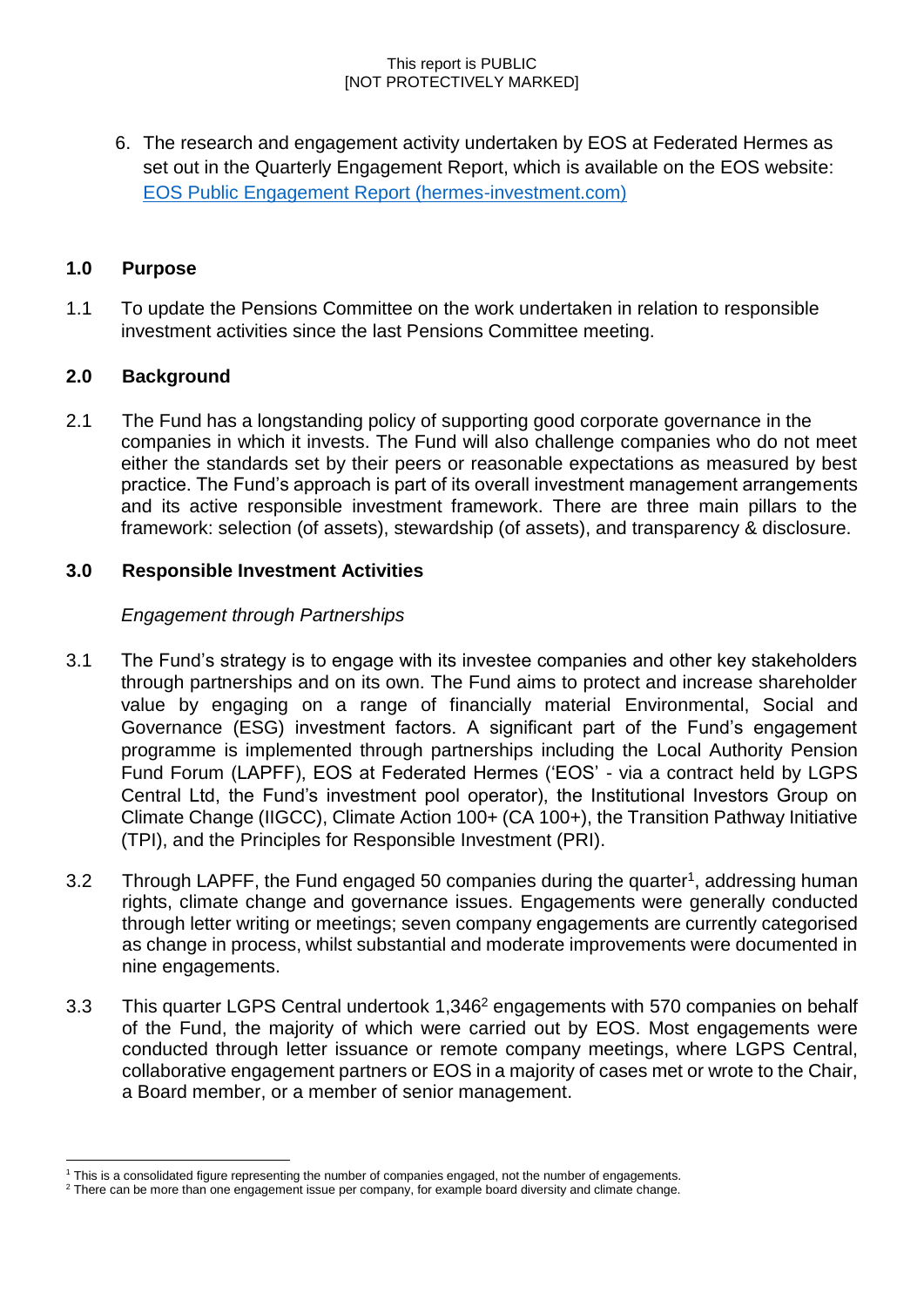6. The research and engagement activity undertaken by EOS at Federated Hermes as set out in the Quarterly Engagement Report, which is available on the EOS website: [EOS Public Engagement Report (hermes-investment.com)]

## 1.0 Purpose

1.1 To update the Pensions Committee on the work undertaken in relation to responsible investment activities since the last Pensions Committee meeting.

## 2.0 Background

2.1 The Fund has a longstanding policy of supporting good corporate governance in the companies in which it invests. The Fund will also challenge companies who do not meet either the standards set by their peers or reasonable expectations as measured by best practice. The Fund's approach is part of its overall investment management arrangements and its active responsible investment framework. There are three main pillars to the framework: selection (of assets), stewardship (of assets), and transparency & disclosure.

## 3.0 Responsible Investment Activities

*Engagement through Partnerships*

3.1 The Fund's strategy is to engage with its investee companies and other key stakeholders through partnerships and on its own. The Fund aims to protect and increase shareholder value by engaging on a range of financially material Environmental, Social and Governance (ESG) investment factors. A significant part of the Fund's engagement programme is implemented through partnerships including the Local Authority Pension Fund Forum (LAPFF), EOS at Federated Hermes ('EOS' - via a contract held by LGPS Central Ltd, the Fund's investment pool operator), the Institutional Investors Group on Climate Change (IIGCC), Climate Action 100+ (CA 100+), the Transition Pathway Initiative (TPI), and the Principles for Responsible Investment (PRI).

3.2 Through LAPFF, the Fund engaged 50 companies during the quarter[1], addressing human rights, climate change and governance issues. Engagements were generally conducted through letter writing or meetings; seven company engagements are currently categorised as change in process, whilst substantial and moderate improvements were documented in nine engagements.

3.3 This quarter LGPS Central undertook 1,346[2] engagements with 570 companies on behalf of the Fund, the majority of which were carried out by EOS. Most engagements were conducted through letter issuance or remote company meetings, where LGPS Central, collaborative engagement partners or EOS in a majority of cases met or wrote to the Chair, a Board member, or a member of senior management.

---

[1] This is a consolidated figure representing the number of companies engaged, not the number of engagements.

[2] There can be more than one engagement issue per company, for example board diversity and climate change.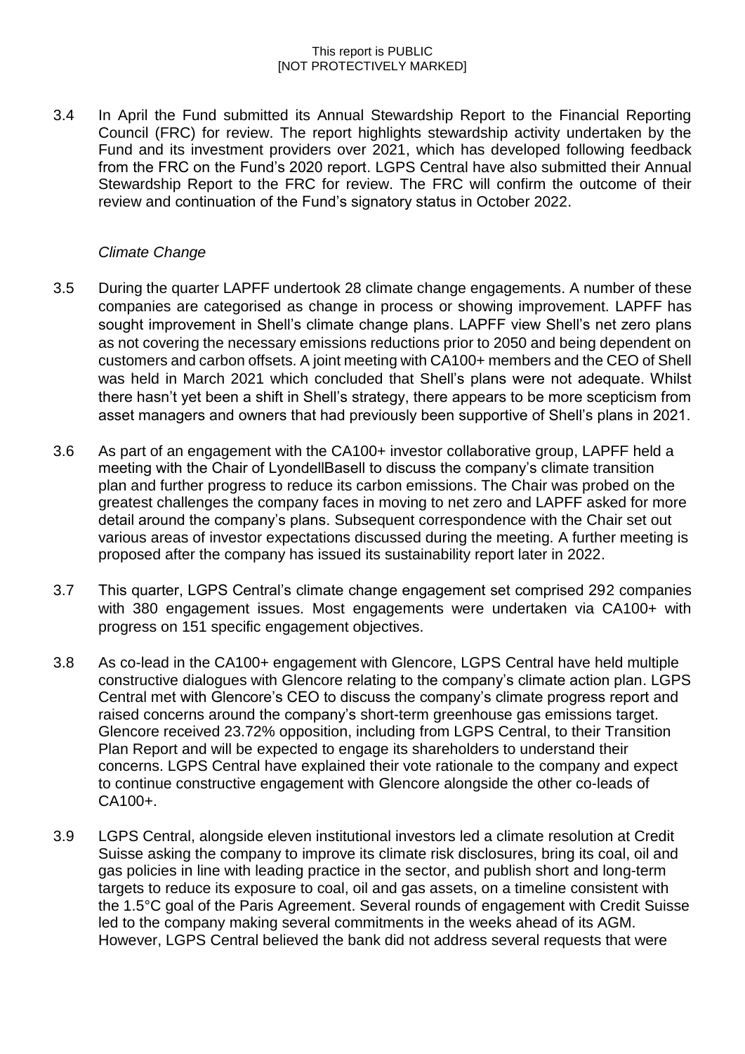3.4 In April the Fund submitted its Annual Stewardship Report to the Financial Reporting Council (FRC) for review. The report highlights stewardship activity undertaken by the Fund and its investment providers over 2021, which has developed following feedback from the FRC on the Fund's 2020 report. LGPS Central have also submitted their Annual Stewardship Report to the FRC for review. The FRC will confirm the outcome of their review and continuation of the Fund's signatory status in October 2022.

*Climate Change*

3.5 During the quarter LAPFF undertook 28 climate change engagements. A number of these companies are categorised as change in process or showing improvement. LAPFF has sought improvement in Shell's climate change plans. LAPFF view Shell's net zero plans as not covering the necessary emissions reductions prior to 2050 and being dependent on customers and carbon offsets. A joint meeting with CA100+ members and the CEO of Shell was held in March 2021 which concluded that Shell's plans were not adequate. Whilst there hasn't yet been a shift in Shell's strategy, there appears to be more scepticism from asset managers and owners that had previously been supportive of Shell's plans in 2021.

3.6 As part of an engagement with the CA100+ investor collaborative group, LAPFF held a meeting with the Chair of LyondellBasell to discuss the company's climate transition plan and further progress to reduce its carbon emissions. The Chair was probed on the greatest challenges the company faces in moving to net zero and LAPFF asked for more detail around the company's plans. Subsequent correspondence with the Chair set out various areas of investor expectations discussed during the meeting. A further meeting is proposed after the company has issued its sustainability report later in 2022.

3.7 This quarter, LGPS Central's climate change engagement set comprised 292 companies with 380 engagement issues. Most engagements were undertaken via CA100+ with progress on 151 specific engagement objectives.

3.8 As co-lead in the CA100+ engagement with Glencore, LGPS Central have held multiple constructive dialogues with Glencore relating to the company's climate action plan. LGPS Central met with Glencore's CEO to discuss the company's climate progress report and raised concerns around the company's short-term greenhouse gas emissions target. Glencore received 23.72% opposition, including from LGPS Central, to their Transition Plan Report and will be expected to engage its shareholders to understand their concerns. LGPS Central have explained their vote rationale to the company and expect to continue constructive engagement with Glencore alongside the other co-leads of CA100+.

3.9 LGPS Central, alongside eleven institutional investors led a climate resolution at Credit Suisse asking the company to improve its climate risk disclosures, bring its coal, oil and gas policies in line with leading practice in the sector, and publish short and long-term targets to reduce its exposure to coal, oil and gas assets, on a timeline consistent with the 1.5°C goal of the Paris Agreement. Several rounds of engagement with Credit Suisse led to the company making several commitments in the weeks ahead of its AGM. However, LGPS Central believed the bank did not address several requests that were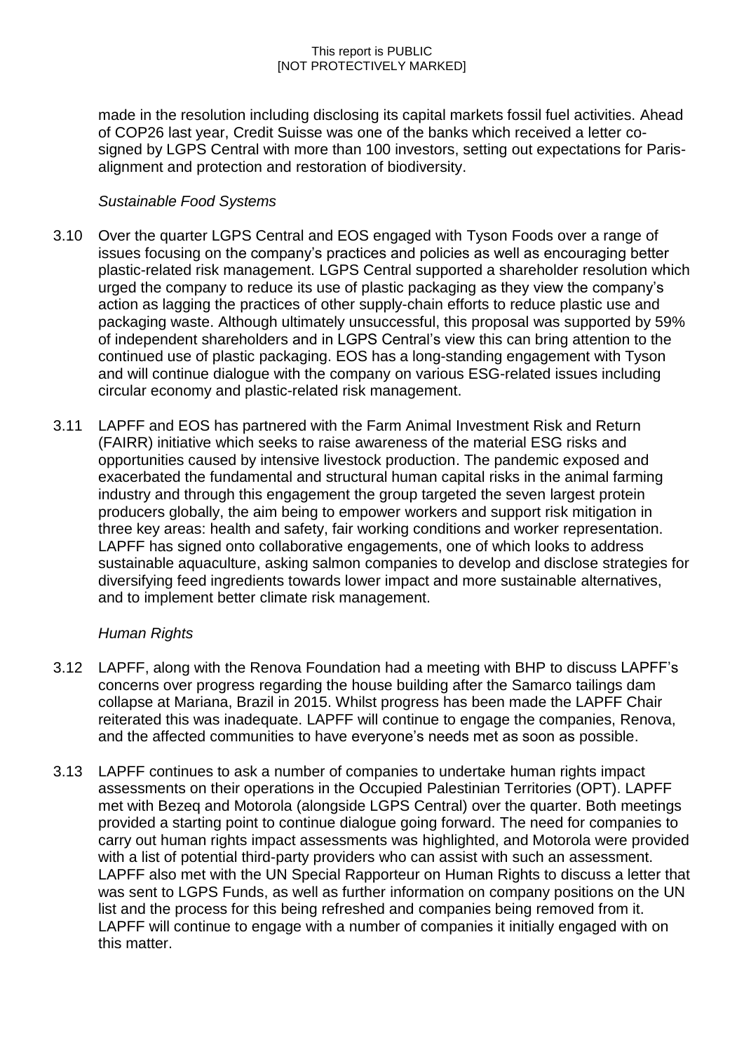made in the resolution including disclosing its capital markets fossil fuel activities. Ahead of COP26 last year, Credit Suisse was one of the banks which received a letter co-signed by LGPS Central with more than 100 investors, setting out expectations for Paris-alignment and protection and restoration of biodiversity.

*Sustainable Food Systems*

3.10 Over the quarter LGPS Central and EOS engaged with Tyson Foods over a range of issues focusing on the company's practices and policies as well as encouraging better plastic-related risk management. LGPS Central supported a shareholder resolution which urged the company to reduce its use of plastic packaging as they view the company's action as lagging the practices of other supply-chain efforts to reduce plastic use and packaging waste. Although ultimately unsuccessful, this proposal was supported by 59% of independent shareholders and in LGPS Central's view this can bring attention to the continued use of plastic packaging. EOS has a long-standing engagement with Tyson and will continue dialogue with the company on various ESG-related issues including circular economy and plastic-related risk management.

3.11 LAPFF and EOS has partnered with the Farm Animal Investment Risk and Return (FAIRR) initiative which seeks to raise awareness of the material ESG risks and opportunities caused by intensive livestock production. The pandemic exposed and exacerbated the fundamental and structural human capital risks in the animal farming industry and through this engagement the group targeted the seven largest protein producers globally, the aim being to empower workers and support risk mitigation in three key areas: health and safety, fair working conditions and worker representation. LAPFF has signed onto collaborative engagements, one of which looks to address sustainable aquaculture, asking salmon companies to develop and disclose strategies for diversifying feed ingredients towards lower impact and more sustainable alternatives, and to implement better climate risk management.

*Human Rights*

3.12 LAPFF, along with the Renova Foundation had a meeting with BHP to discuss LAPFF's concerns over progress regarding the house building after the Samarco tailings dam collapse at Mariana, Brazil in 2015. Whilst progress has been made the LAPFF Chair reiterated this was inadequate. LAPFF will continue to engage the companies, Renova, and the affected communities to have everyone's needs met as soon as possible.

3.13 LAPFF continues to ask a number of companies to undertake human rights impact assessments on their operations in the Occupied Palestinian Territories (OPT). LAPFF met with Bezeq and Motorola (alongside LGPS Central) over the quarter. Both meetings provided a starting point to continue dialogue going forward. The need for companies to carry out human rights impact assessments was highlighted, and Motorola were provided with a list of potential third-party providers who can assist with such an assessment. LAPFF also met with the UN Special Rapporteur on Human Rights to discuss a letter that was sent to LGPS Funds, as well as further information on company positions on the UN list and the process for this being refreshed and companies being removed from it. LAPFF will continue to engage with a number of companies it initially engaged with on this matter.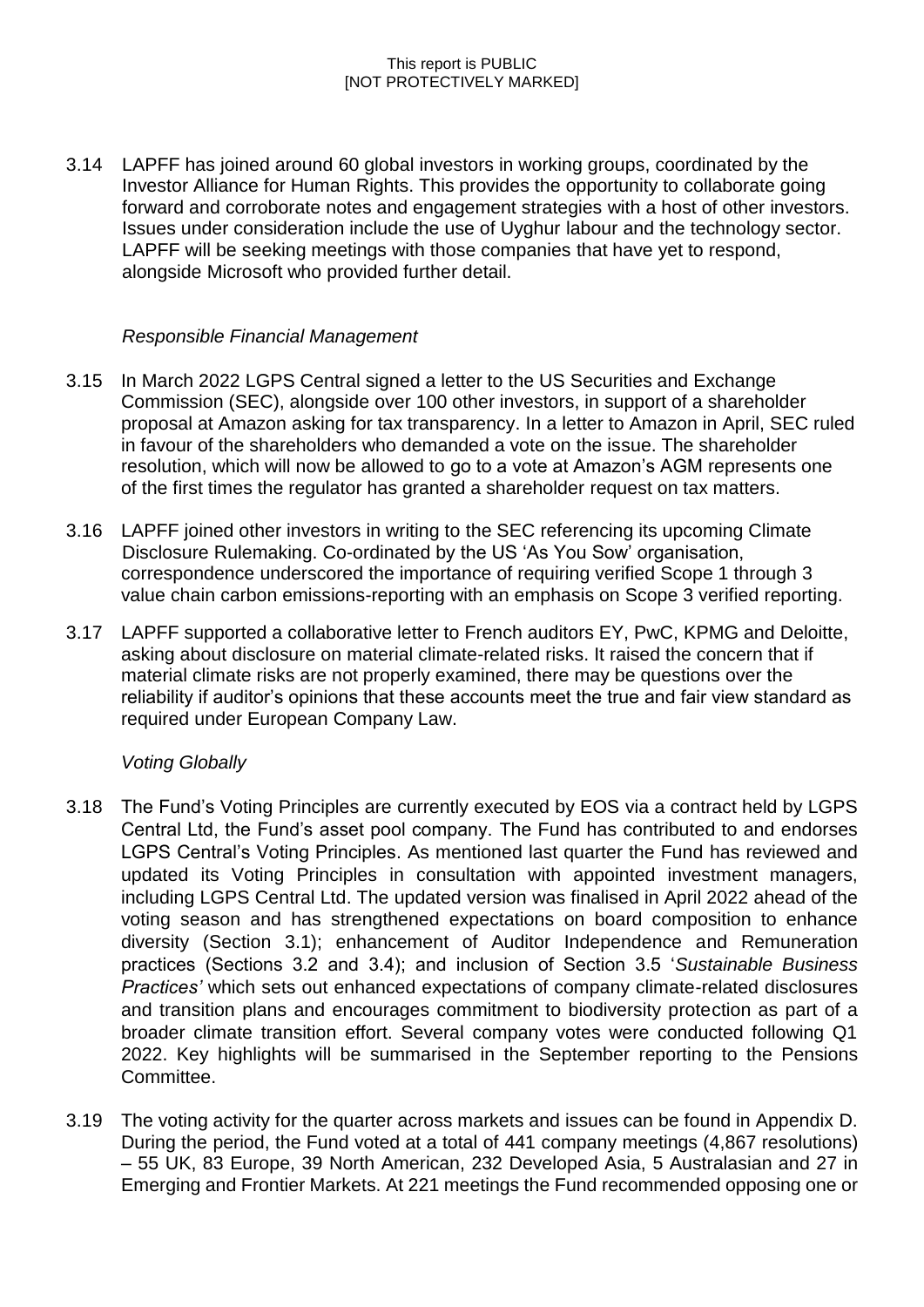3.14 LAPFF has joined around 60 global investors in working groups, coordinated by the Investor Alliance for Human Rights. This provides the opportunity to collaborate going forward and corroborate notes and engagement strategies with a host of other investors. Issues under consideration include the use of Uyghur labour and the technology sector. LAPFF will be seeking meetings with those companies that have yet to respond, alongside Microsoft who provided further detail.

*Responsible Financial Management*

3.15 In March 2022 LGPS Central signed a letter to the US Securities and Exchange Commission (SEC), alongside over 100 other investors, in support of a shareholder proposal at Amazon asking for tax transparency. In a letter to Amazon in April, SEC ruled in favour of the shareholders who demanded a vote on the issue. The shareholder resolution, which will now be allowed to go to a vote at Amazon's AGM represents one of the first times the regulator has granted a shareholder request on tax matters.

3.16 LAPFF joined other investors in writing to the SEC referencing its upcoming Climate Disclosure Rulemaking. Co-ordinated by the US 'As You Sow' organisation, correspondence underscored the importance of requiring verified Scope 1 through 3 value chain carbon emissions-reporting with an emphasis on Scope 3 verified reporting.

3.17 LAPFF supported a collaborative letter to French auditors EY, PwC, KPMG and Deloitte, asking about disclosure on material climate-related risks. It raised the concern that if material climate risks are not properly examined, there may be questions over the reliability if auditor's opinions that these accounts meet the true and fair view standard as required under European Company Law.

*Voting Globally*

3.18 The Fund's Voting Principles are currently executed by EOS via a contract held by LGPS Central Ltd, the Fund's asset pool company. The Fund has contributed to and endorses LGPS Central's Voting Principles. As mentioned last quarter the Fund has reviewed and updated its Voting Principles in consultation with appointed investment managers, including LGPS Central Ltd. The updated version was finalised in April 2022 ahead of the voting season and has strengthened expectations on board composition to enhance diversity (Section 3.1); enhancement of Auditor Independence and Remuneration practices (Sections 3.2 and 3.4); and inclusion of Section 3.5 '*Sustainable Business Practices'* which sets out enhanced expectations of company climate-related disclosures and transition plans and encourages commitment to biodiversity protection as part of a broader climate transition effort. Several company votes were conducted following Q1 2022. Key highlights will be summarised in the September reporting to the Pensions Committee.

3.19 The voting activity for the quarter across markets and issues can be found in Appendix D. During the period, the Fund voted at a total of 441 company meetings (4,867 resolutions) – 55 UK, 83 Europe, 39 North American, 232 Developed Asia, 5 Australasian and 27 in Emerging and Frontier Markets. At 221 meetings the Fund recommended opposing one or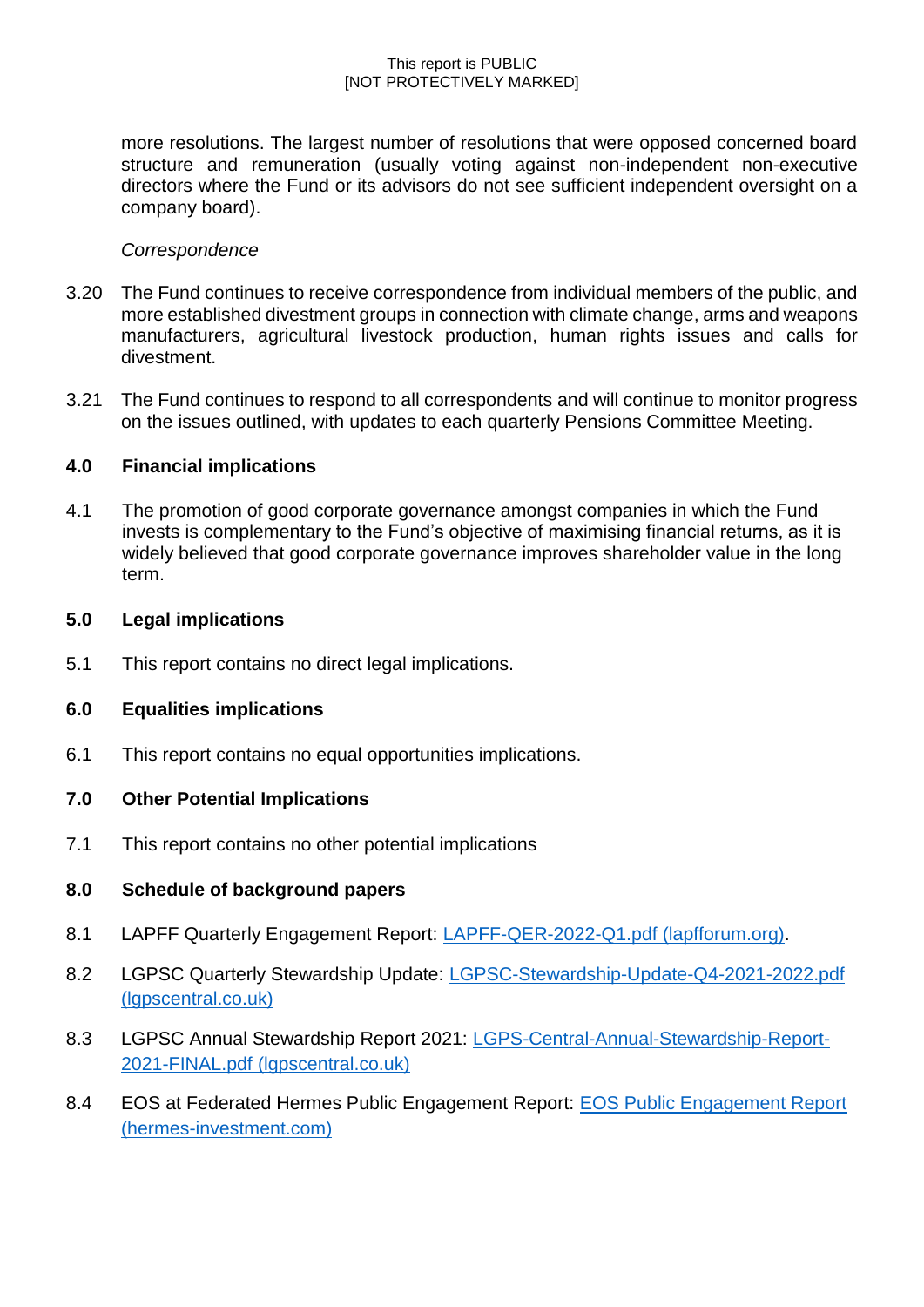more resolutions. The largest number of resolutions that were opposed concerned board structure and remuneration (usually voting against non-independent non-executive directors where the Fund or its advisors do not see sufficient independent oversight on a company board).

*Correspondence*

3.20 The Fund continues to receive correspondence from individual members of the public, and more established divestment groups in connection with climate change, arms and weapons manufacturers, agricultural livestock production, human rights issues and calls for divestment.

3.21 The Fund continues to respond to all correspondents and will continue to monitor progress on the issues outlined, with updates to each quarterly Pensions Committee Meeting.

## 4.0 Financial implications

4.1 The promotion of good corporate governance amongst companies in which the Fund invests is complementary to the Fund's objective of maximising financial returns, as it is widely believed that good corporate governance improves shareholder value in the long term.

## 5.0 Legal implications

5.1 This report contains no direct legal implications.

## 6.0 Equalities implications

6.1 This report contains no equal opportunities implications.

## 7.0 Other Potential Implications

7.1 This report contains no other potential implications

## 8.0 Schedule of background papers

8.1 LAPFF Quarterly Engagement Report: [LAPFF-QER-2022-Q1.pdf (lapfforum.org)](LAPFF-QER-2022-Q1.pdf).

8.2 LGPSC Quarterly Stewardship Update: [LGPSC-Stewardship-Update-Q4-2021-2022.pdf (lgpscentral.co.uk)](LGPSC-Stewardship-Update-Q4-2021-2022.pdf)

8.3 LGPSC Annual Stewardship Report 2021: [LGPS-Central-Annual-Stewardship-Report-2021-FINAL.pdf (lgpscentral.co.uk)](LGPS-Central-Annual-Stewardship-Report-2021-FINAL.pdf)

8.4 EOS at Federated Hermes Public Engagement Report: [EOS Public Engagement Report (hermes-investment.com)](EOS Public Engagement Report)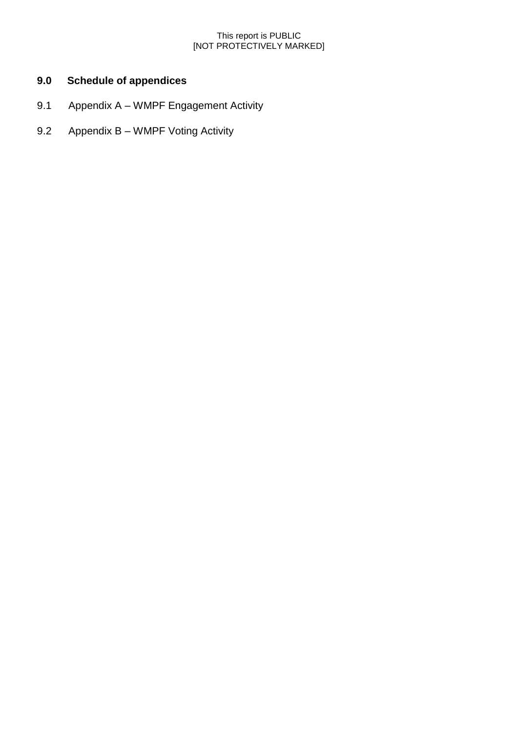## 9.0 Schedule of appendices

9.1 Appendix A – WMPF Engagement Activity

9.2 Appendix B – WMPF Voting Activity